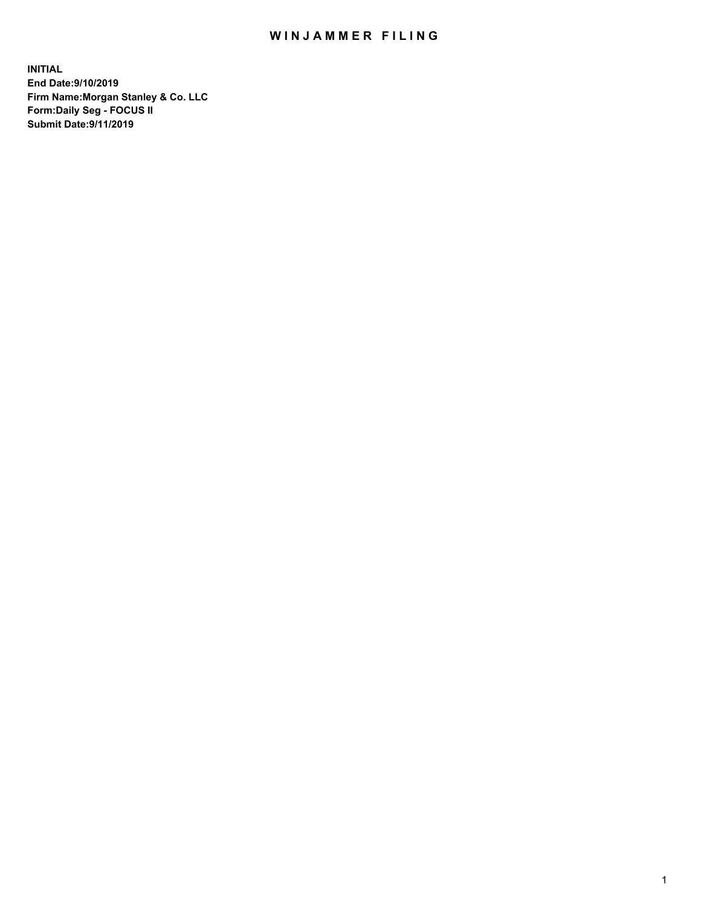# WINJAMMER FILING

**INITIAL**
**End Date:9/10/2019**
**Firm Name:Morgan Stanley & Co. LLC**
**Form:Daily Seg - FOCUS II**
**Submit Date:9/11/2019**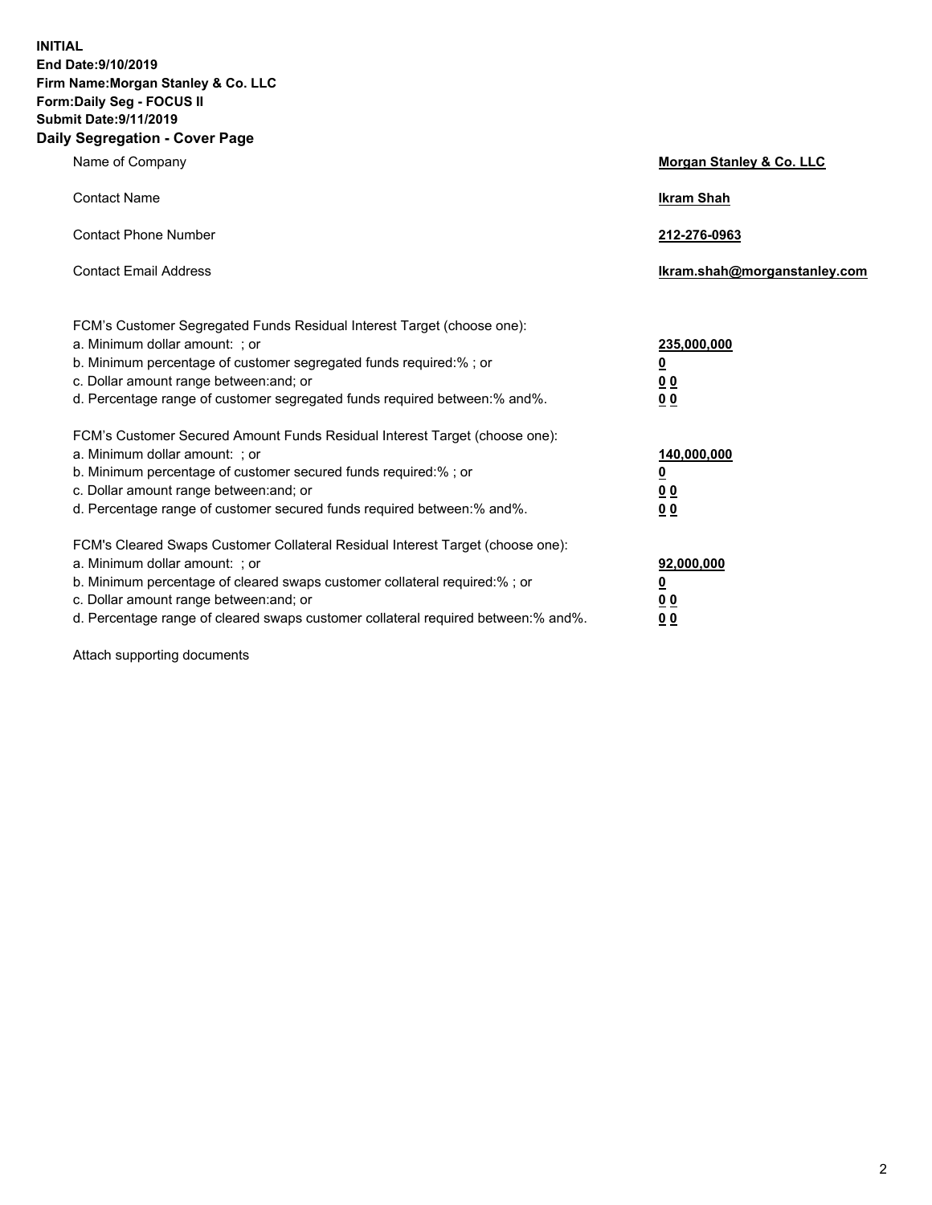**INITIAL**
**End Date:9/10/2019**
**Firm Name:Morgan Stanley & Co. LLC**
**Form:Daily Seg - FOCUS II**
**Submit Date:9/11/2019**
**Daily Segregation - Cover Page**

| | |
|---|---|
| Name of Company | **Morgan Stanley & Co. LLC** |
| Contact Name | **Ikram Shah** |
| Contact Phone Number | **212-276-0963** |
| Contact Email Address | **Ikram.shah@morganstanley.com** |

| | |
|---|---|
| FCM's Customer Segregated Funds Residual Interest Target (choose one): | |
| a. Minimum dollar amount: ; or | **235,000,000** |
| b. Minimum percentage of customer segregated funds required:% ; or | **0** |
| c. Dollar amount range between:and; or | **0 0** |
| d. Percentage range of customer segregated funds required between:% and%. | **0 0** |
| FCM's Customer Secured Amount Funds Residual Interest Target (choose one): | |
| a. Minimum dollar amount: ; or | **140,000,000** |
| b. Minimum percentage of customer secured funds required:% ; or | **0** |
| c. Dollar amount range between:and; or | **0 0** |
| d. Percentage range of customer secured funds required between:% and%. | **0 0** |
| FCM's Cleared Swaps Customer Collateral Residual Interest Target (choose one): | |
| a. Minimum dollar amount: ; or | **92,000,000** |
| b. Minimum percentage of cleared swaps customer collateral required:% ; or | **0** |
| c. Dollar amount range between:and; or | **0 0** |
| d. Percentage range of cleared swaps customer collateral required between:% and%. | **0 0** |

Attach supporting documents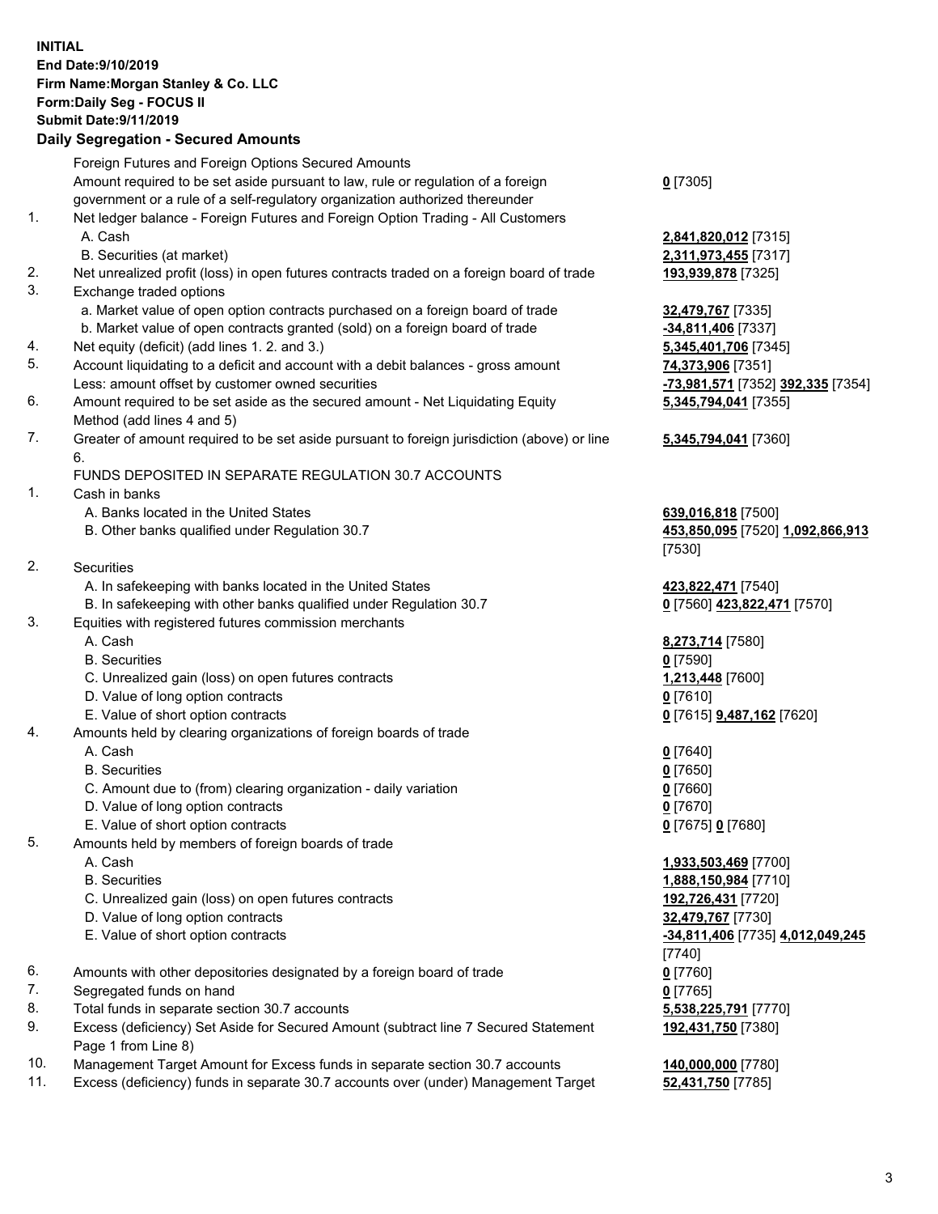**INITIAL**
**End Date:9/10/2019**
**Firm Name:Morgan Stanley & Co. LLC**
**Form:Daily Seg - FOCUS II**
**Submit Date:9/11/2019**

## Daily Segregation - Secured Amounts

| | | |
|---|---|---|
| | Foreign Futures and Foreign Options Secured Amounts | |
| | Amount required to be set aside pursuant to law, rule or regulation of a foreign government or a rule of a self-regulatory organization authorized thereunder | **0** [7305] |
| 1. | Net ledger balance - Foreign Futures and Foreign Option Trading - All Customers | |
| | A. Cash | **2,841,820,012** [7315] |
| | B. Securities (at market) | **2,311,973,455** [7317] |
| 2. | Net unrealized profit (loss) in open futures contracts traded on a foreign board of trade | **193,939,878** [7325] |
| 3. | Exchange traded options | |
| | a. Market value of open option contracts purchased on a foreign board of trade | **32,479,767** [7335] |
| | b. Market value of open contracts granted (sold) on a foreign board of trade | **-34,811,406** [7337] |
| 4. | Net equity (deficit) (add lines 1. 2. and 3.) | **5,345,401,706** [7345] |
| 5. | Account liquidating to a deficit and account with a debit balances - gross amount | **74,373,906** [7351] |
| | Less: amount offset by customer owned securities | **-73,981,571** [7352] **392,335** [7354] |
| 6. | Amount required to be set aside as the secured amount - Net Liquidating Equity Method (add lines 4 and 5) | **5,345,794,041** [7355] |
| 7. | Greater of amount required to be set aside pursuant to foreign jurisdiction (above) or line 6. | **5,345,794,041** [7360] |
| | FUNDS DEPOSITED IN SEPARATE REGULATION 30.7 ACCOUNTS | |
| 1. | Cash in banks | |
| | A. Banks located in the United States | **639,016,818** [7500] |
| | B. Other banks qualified under Regulation 30.7 | **453,850,095** [7520] **1,092,866,913** [7530] |
| 2. | Securities | |
| | A. In safekeeping with banks located in the United States | **423,822,471** [7540] |
| | B. In safekeeping with other banks qualified under Regulation 30.7 | **0** [7560] **423,822,471** [7570] |
| 3. | Equities with registered futures commission merchants | |
| | A. Cash | **8,273,714** [7580] |
| | B. Securities | **0** [7590] |
| | C. Unrealized gain (loss) on open futures contracts | **1,213,448** [7600] |
| | D. Value of long option contracts | **0** [7610] |
| | E. Value of short option contracts | **0** [7615] **9,487,162** [7620] |
| 4. | Amounts held by clearing organizations of foreign boards of trade | |
| | A. Cash | **0** [7640] |
| | B. Securities | **0** [7650] |
| | C. Amount due to (from) clearing organization - daily variation | **0** [7660] |
| | D. Value of long option contracts | **0** [7670] |
| | E. Value of short option contracts | **0** [7675] **0** [7680] |
| 5. | Amounts held by members of foreign boards of trade | |
| | A. Cash | **1,933,503,469** [7700] |
| | B. Securities | **1,888,150,984** [7710] |
| | C. Unrealized gain (loss) on open futures contracts | **192,726,431** [7720] |
| | D. Value of long option contracts | **32,479,767** [7730] |
| | E. Value of short option contracts | **-34,811,406** [7735] **4,012,049,245** [7740] |
| 6. | Amounts with other depositories designated by a foreign board of trade | **0** [7760] |
| 7. | Segregated funds on hand | **0** [7765] |
| 8. | Total funds in separate section 30.7 accounts | **5,538,225,791** [7770] |
| 9. | Excess (deficiency) Set Aside for Secured Amount (subtract line 7 Secured Statement Page 1 from Line 8) | **192,431,750** [7380] |
| 10. | Management Target Amount for Excess funds in separate section 30.7 accounts | **140,000,000** [7780] |
| 11. | Excess (deficiency) funds in separate 30.7 accounts over (under) Management Target | **52,431,750** [7785] |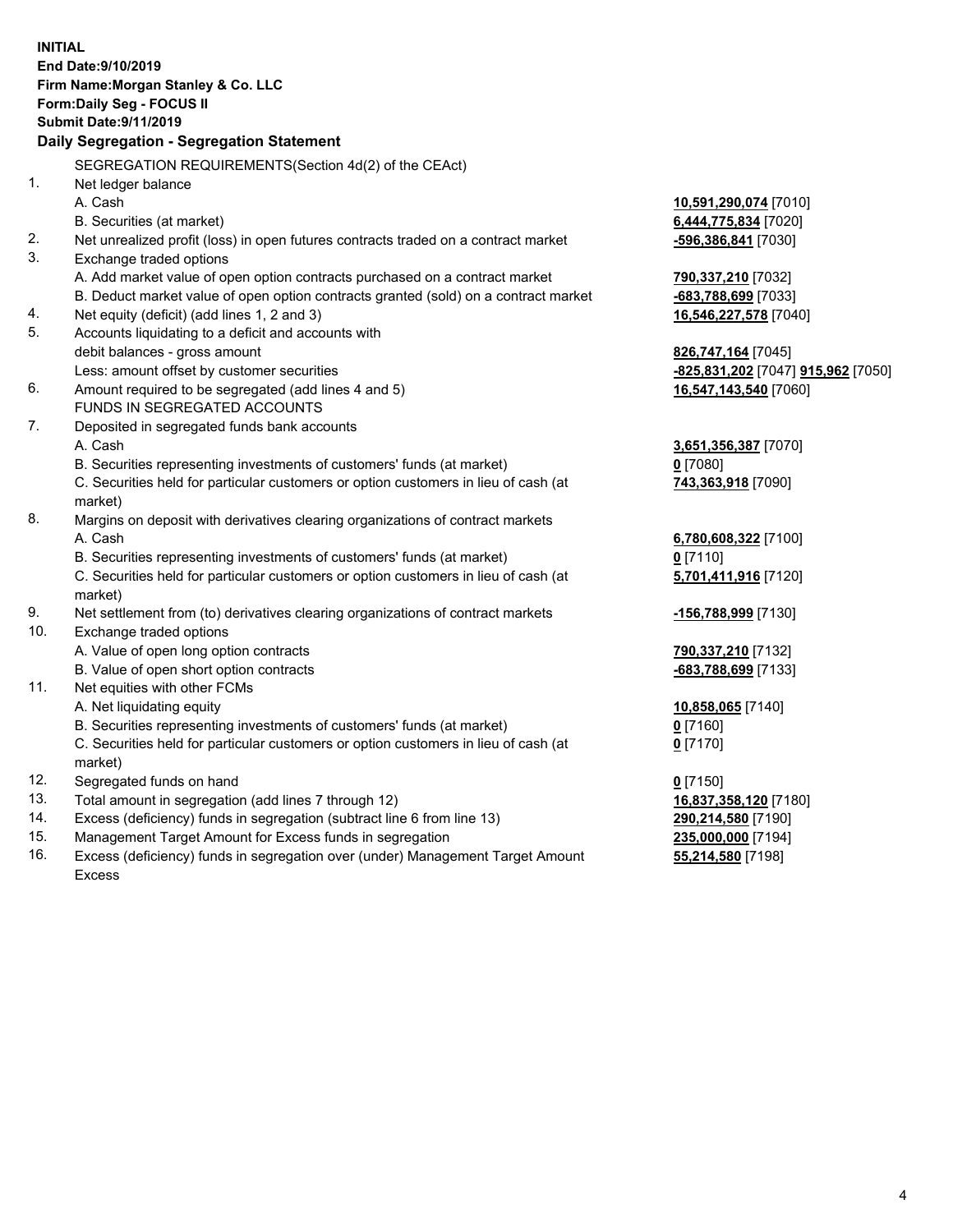**INITIAL**
**End Date:9/10/2019**
**Firm Name:Morgan Stanley & Co. LLC**
**Form:Daily Seg - FOCUS II**
**Submit Date:9/11/2019**

**Daily Segregation - Segregation Statement**

SEGREGATION REQUIREMENTS(Section 4d(2) of the CEAct)

| | | | |
|---|---|---|---|
| 1. | Net ledger balance | | |
| | A. Cash | **10,591,290,074** [7010] | |
| | B. Securities (at market) | **6,444,775,834** [7020] | |
| 2. | Net unrealized profit (loss) in open futures contracts traded on a contract market | **-596,386,841** [7030] | |
| 3. | Exchange traded options | | |
| | A. Add market value of open option contracts purchased on a contract market | **790,337,210** [7032] | |
| | B. Deduct market value of open option contracts granted (sold) on a contract market | **-683,788,699** [7033] | |
| 4. | Net equity (deficit) (add lines 1, 2 and 3) | **16,546,227,578** [7040] | |
| 5. | Accounts liquidating to a deficit and accounts with debit balances - gross amount | **826,747,164** [7045] | |
| | Less: amount offset by customer securities | **-825,831,202** [7047] | **915,962** [7050] |
| 6. | Amount required to be segregated (add lines 4 and 5) | **16,547,143,540** [7060] | |
| | FUNDS IN SEGREGATED ACCOUNTS | | |
| 7. | Deposited in segregated funds bank accounts | | |
| | A. Cash | **3,651,356,387** [7070] | |
| | B. Securities representing investments of customers' funds (at market) | **0** [7080] | |
| | C. Securities held for particular customers or option customers in lieu of cash (at market) | **743,363,918** [7090] | |
| 8. | Margins on deposit with derivatives clearing organizations of contract markets | | |
| | A. Cash | **6,780,608,322** [7100] | |
| | B. Securities representing investments of customers' funds (at market) | **0** [7110] | |
| | C. Securities held for particular customers or option customers in lieu of cash (at market) | **5,701,411,916** [7120] | |
| 9. | Net settlement from (to) derivatives clearing organizations of contract markets | **-156,788,999** [7130] | |
| 10. | Exchange traded options | | |
| | A. Value of open long option contracts | **790,337,210** [7132] | |
| | B. Value of open short option contracts | **-683,788,699** [7133] | |
| 11. | Net equities with other FCMs | | |
| | A. Net liquidating equity | **10,858,065** [7140] | |
| | B. Securities representing investments of customers' funds (at market) | **0** [7160] | |
| | C. Securities held for particular customers or option customers in lieu of cash (at market) | **0** [7170] | |
| 12. | Segregated funds on hand | **0** [7150] | |
| 13. | Total amount in segregation (add lines 7 through 12) | **16,837,358,120** [7180] | |
| 14. | Excess (deficiency) funds in segregation (subtract line 6 from line 13) | **290,214,580** [7190] | |
| 15. | Management Target Amount for Excess funds in segregation | **235,000,000** [7194] | |
| 16. | Excess (deficiency) funds in segregation over (under) Management Target Amount Excess | **55,214,580** [7198] | |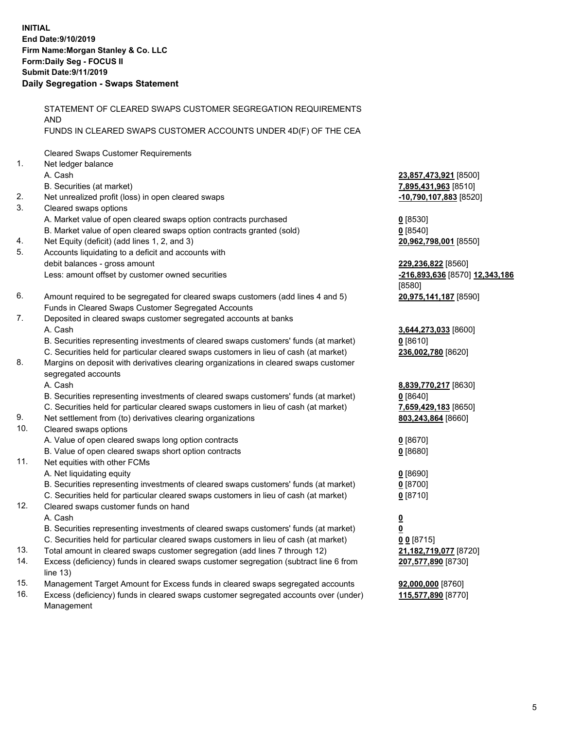**INITIAL**
**End Date:9/10/2019**
**Firm Name:Morgan Stanley & Co. LLC**
**Form:Daily Seg - FOCUS II**
**Submit Date:9/11/2019**
**Daily Segregation - Swaps Statement**

STATEMENT OF CLEARED SWAPS CUSTOMER SEGREGATION REQUIREMENTS AND FUNDS IN CLEARED SWAPS CUSTOMER ACCOUNTS UNDER 4D(F) OF THE CEA

| | | |
|---|---|---|
| | Cleared Swaps Customer Requirements | |
| 1. | Net ledger balance | |
| | A. Cash | **23,857,473,921** [8500] |
| | B. Securities (at market) | **7,895,431,963** [8510] |
| 2. | Net unrealized profit (loss) in open cleared swaps | **-10,790,107,883** [8520] |
| 3. | Cleared swaps options | |
| | A. Market value of open cleared swaps option contracts purchased | **0** [8530] |
| | B. Market value of open cleared swaps option contracts granted (sold) | **0** [8540] |
| 4. | Net Equity (deficit) (add lines 1, 2, and 3) | **20,962,798,001** [8550] |
| 5. | Accounts liquidating to a deficit and accounts with debit balances - gross amount | **229,236,822** [8560] |
| | Less: amount offset by customer owned securities | **-216,893,636** [8570] **12,343,186** [8580] |
| 6. | Amount required to be segregated for cleared swaps customers (add lines 4 and 5) | **20,975,141,187** [8590] |
| | Funds in Cleared Swaps Customer Segregated Accounts | |
| 7. | Deposited in cleared swaps customer segregated accounts at banks | |
| | A. Cash | **3,644,273,033** [8600] |
| | B. Securities representing investments of cleared swaps customers' funds (at market) | **0** [8610] |
| | C. Securities held for particular cleared swaps customers in lieu of cash (at market) | **236,002,780** [8620] |
| 8. | Margins on deposit with derivatives clearing organizations in cleared swaps customer segregated accounts | |
| | A. Cash | **8,839,770,217** [8630] |
| | B. Securities representing investments of cleared swaps customers' funds (at market) | **0** [8640] |
| | C. Securities held for particular cleared swaps customers in lieu of cash (at market) | **7,659,429,183** [8650] |
| 9. | Net settlement from (to) derivatives clearing organizations | **803,243,864** [8660] |
| 10. | Cleared swaps options | |
| | A. Value of open cleared swaps long option contracts | **0** [8670] |
| | B. Value of open cleared swaps short option contracts | **0** [8680] |
| 11. | Net equities with other FCMs | |
| | A. Net liquidating equity | **0** [8690] |
| | B. Securities representing investments of cleared swaps customers' funds (at market) | **0** [8700] |
| | C. Securities held for particular cleared swaps customers in lieu of cash (at market) | **0** [8710] |
| 12. | Cleared swaps customer funds on hand | |
| | A. Cash | **0** |
| | B. Securities representing investments of cleared swaps customers' funds (at market) | **0** |
| | C. Securities held for particular cleared swaps customers in lieu of cash (at market) | **0** **0** [8715] |
| 13. | Total amount in cleared swaps customer segregation (add lines 7 through 12) | **21,182,719,077** [8720] |
| 14. | Excess (deficiency) funds in cleared swaps customer segregation (subtract line 6 from line 13) | **207,577,890** [8730] |
| 15. | Management Target Amount for Excess funds in cleared swaps segregated accounts | **92,000,000** [8760] |
| 16. | Excess (deficiency) funds in cleared swaps customer segregated accounts over (under) Management | **115,577,890** [8770] |